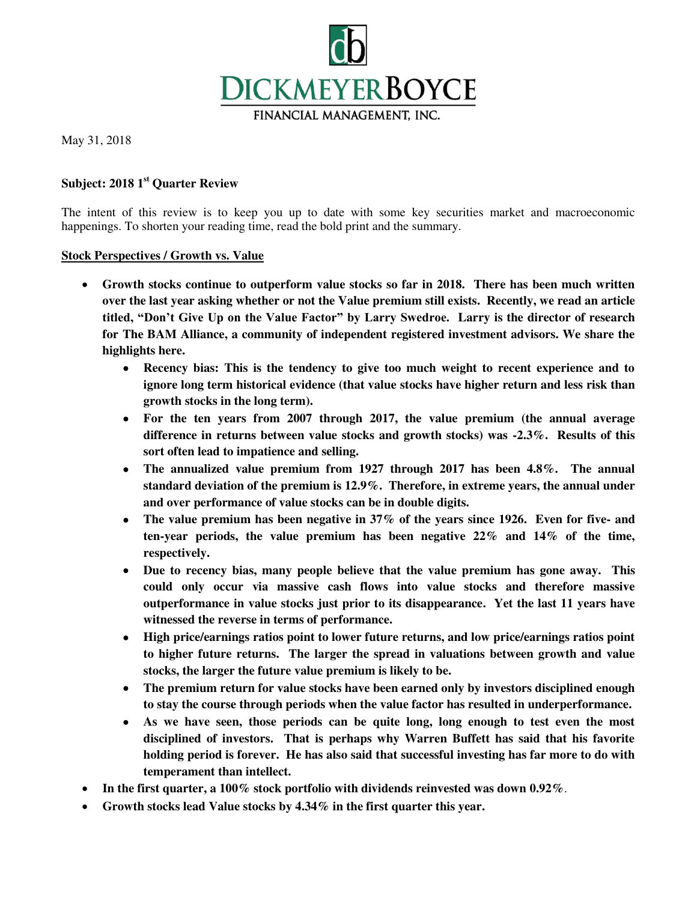# DICKMEYERBOYCE

FINANCIAL MANAGEMENT, INC.

May 31, 2018

**Subject: 2018 1st Quarter Review**

The intent of this review is to keep you up to date with some key securities market and macroeconomic happenings. To shorten your reading time, read the bold print and the summary.

**Stock Perspectives / Growth vs. Value**

- **Growth stocks continue to outperform value stocks so far in 2018. There has been much written over the last year asking whether or not the Value premium still exists. Recently, we read an article titled, "Don't Give Up on the Value Factor" by Larry Swedroe. Larry is the director of research for The BAM Alliance, a community of independent registered investment advisors. We share the highlights here.**
  - **Recency bias: This is the tendency to give too much weight to recent experience and to ignore long term historical evidence (that value stocks have higher return and less risk than growth stocks in the long term).**
  - **For the ten years from 2007 through 2017, the value premium (the annual average difference in returns between value stocks and growth stocks) was -2.3%. Results of this sort often lead to impatience and selling.**
  - **The annualized value premium from 1927 through 2017 has been 4.8%. The annual standard deviation of the premium is 12.9%. Therefore, in extreme years, the annual under and over performance of value stocks can be in double digits.**
  - **The value premium has been negative in 37% of the years since 1926. Even for five- and ten-year periods, the value premium has been negative 22% and 14% of the time, respectively.**
  - **Due to recency bias, many people believe that the value premium has gone away. This could only occur via massive cash flows into value stocks and therefore massive outperformance in value stocks just prior to its disappearance. Yet the last 11 years have witnessed the reverse in terms of performance.**
  - **High price/earnings ratios point to lower future returns, and low price/earnings ratios point to higher future returns. The larger the spread in valuations between growth and value stocks, the larger the future value premium is likely to be.**
  - **The premium return for value stocks have been earned only by investors disciplined enough to stay the course through periods when the value factor has resulted in underperformance.**
  - **As we have seen, those periods can be quite long, long enough to test even the most disciplined of investors. That is perhaps why Warren Buffett has said that his favorite holding period is forever. He has also said that successful investing has far more to do with temperament than intellect.**
- **In the first quarter, a 100% stock portfolio with dividends reinvested was down 0.92%**.
- **Growth stocks lead Value stocks by 4.34% in the first quarter this year.**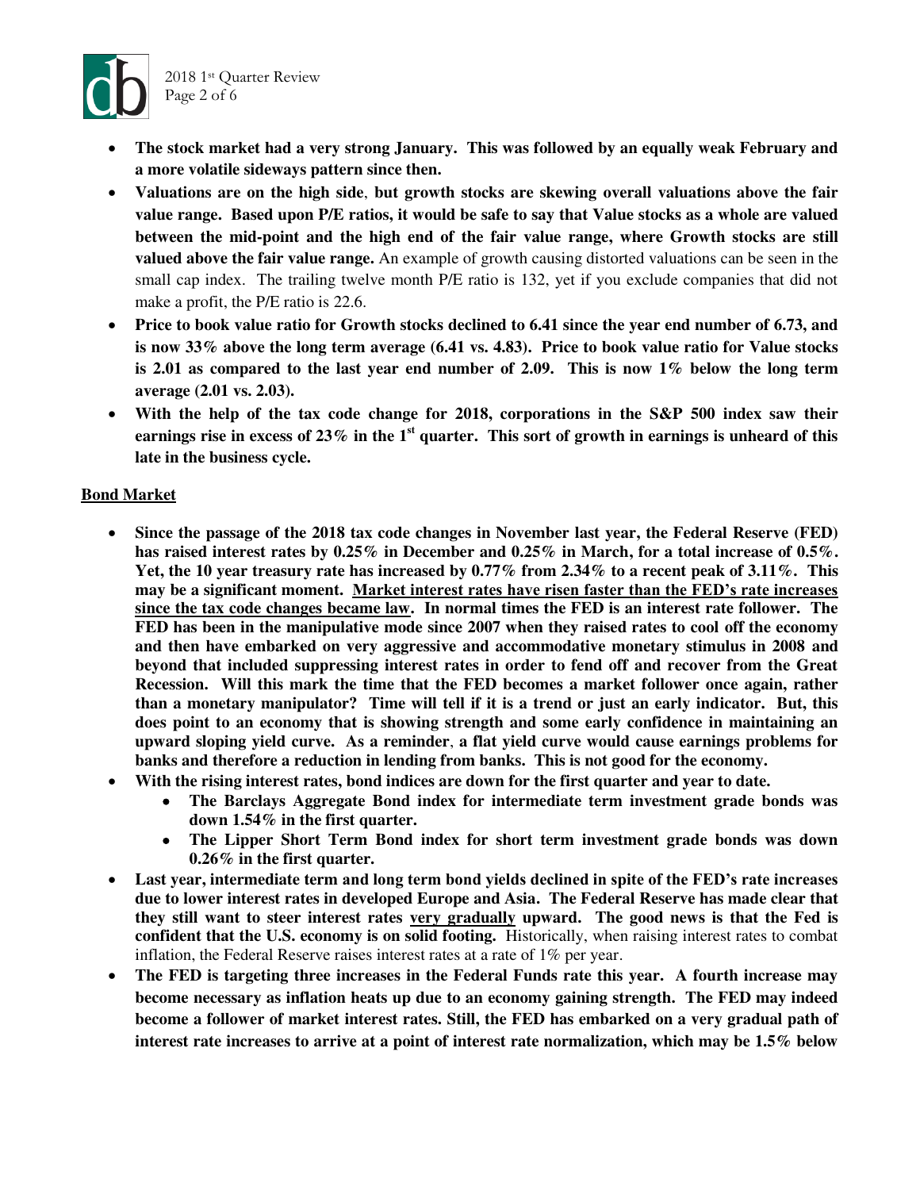- **The stock market had a very strong January. This was followed by an equally weak February and a more volatile sideways pattern since then.**
- **Valuations are on the high side, but growth stocks are skewing overall valuations above the fair value range. Based upon P/E ratios, it would be safe to say that Value stocks as a whole are valued between the mid-point and the high end of the fair value range, where Growth stocks are still valued above the fair value range.** An example of growth causing distorted valuations can be seen in the small cap index. The trailing twelve month P/E ratio is 132, yet if you exclude companies that did not make a profit, the P/E ratio is 22.6.
- **Price to book value ratio for Growth stocks declined to 6.41 since the year end number of 6.73, and is now 33% above the long term average (6.41 vs. 4.83). Price to book value ratio for Value stocks is 2.01 as compared to the last year end number of 2.09. This is now 1% below the long term average (2.01 vs. 2.03).**
- **With the help of the tax code change for 2018, corporations in the S&P 500 index saw their earnings rise in excess of 23% in the 1st quarter. This sort of growth in earnings is unheard of this late in the business cycle.**

**Bond Market**

- **Since the passage of the 2018 tax code changes in November last year, the Federal Reserve (FED) has raised interest rates by 0.25% in December and 0.25% in March, for a total increase of 0.5%. Yet, the 10 year treasury rate has increased by 0.77% from 2.34% to a recent peak of 3.11%. This may be a significant moment. Market interest rates have risen faster than the FED's rate increases since the tax code changes became law. In normal times the FED is an interest rate follower. The FED has been in the manipulative mode since 2007 when they raised rates to cool off the economy and then have embarked on very aggressive and accommodative monetary stimulus in 2008 and beyond that included suppressing interest rates in order to fend off and recover from the Great Recession. Will this mark the time that the FED becomes a market follower once again, rather than a monetary manipulator? Time will tell if it is a trend or just an early indicator. But, this does point to an economy that is showing strength and some early confidence in maintaining an upward sloping yield curve. As a reminder, a flat yield curve would cause earnings problems for banks and therefore a reduction in lending from banks. This is not good for the economy.**
- **With the rising interest rates, bond indices are down for the first quarter and year to date.**
  - **The Barclays Aggregate Bond index for intermediate term investment grade bonds was down 1.54% in the first quarter.**
  - **The Lipper Short Term Bond index for short term investment grade bonds was down 0.26% in the first quarter.**
- **Last year, intermediate term and long term bond yields declined in spite of the FED's rate increases due to lower interest rates in developed Europe and Asia. The Federal Reserve has made clear that they still want to steer interest rates very gradually upward. The good news is that the Fed is confident that the U.S. economy is on solid footing.** Historically, when raising interest rates to combat inflation, the Federal Reserve raises interest rates at a rate of 1% per year.
- **The FED is targeting three increases in the Federal Funds rate this year. A fourth increase may become necessary as inflation heats up due to an economy gaining strength. The FED may indeed become a follower of market interest rates. Still, the FED has embarked on a very gradual path of interest rate increases to arrive at a point of interest rate normalization, which may be 1.5% below**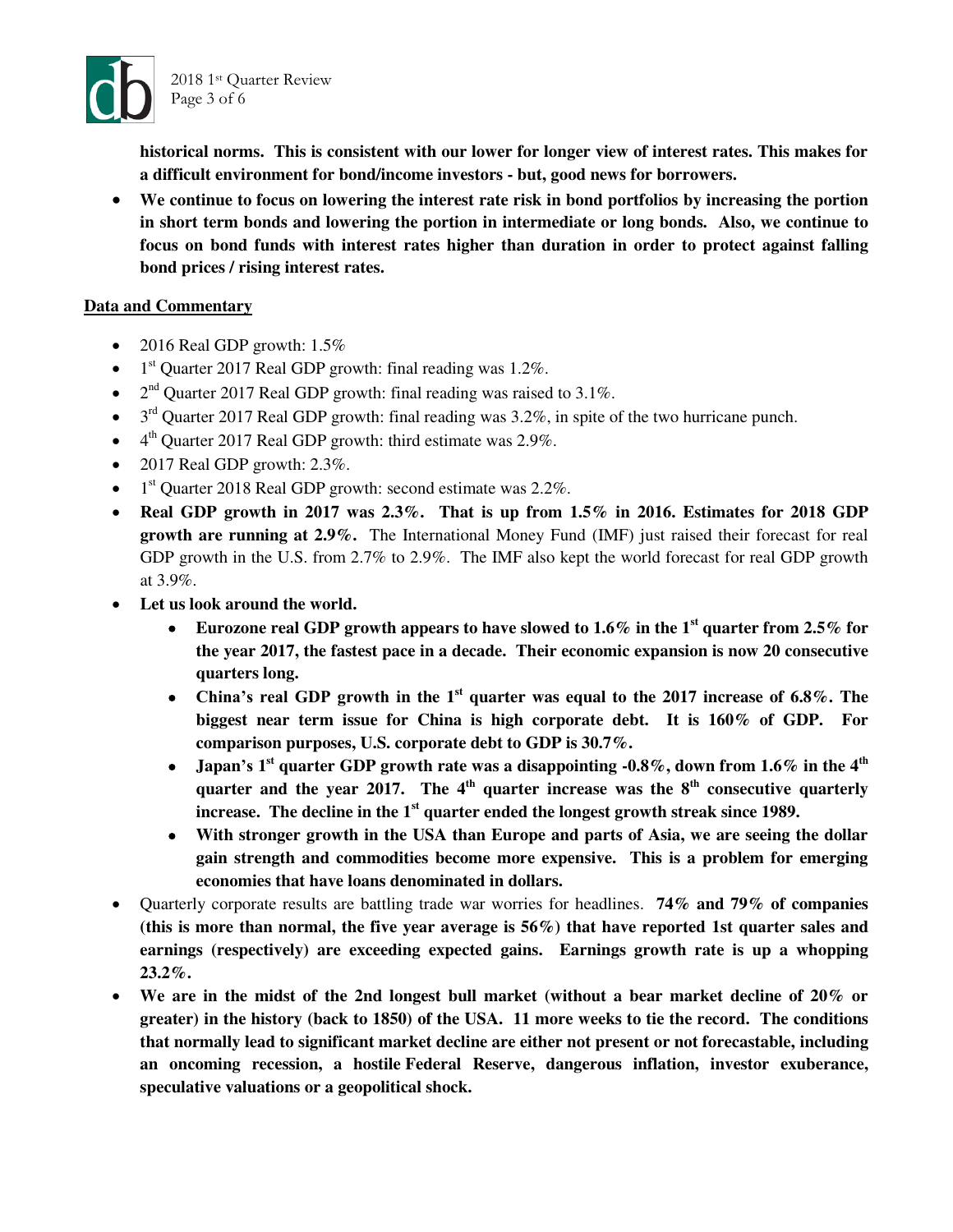**historical norms. This is consistent with our lower for longer view of interest rates. This makes for a difficult environment for bond/income investors - but, good news for borrowers.**

- **We continue to focus on lowering the interest rate risk in bond portfolios by increasing the portion in short term bonds and lowering the portion in intermediate or long bonds. Also, we continue to focus on bond funds with interest rates higher than duration in order to protect against falling bond prices / rising interest rates.**

__Data and Commentary__

- 2016 Real GDP growth: 1.5%
- 1st Quarter 2017 Real GDP growth: final reading was 1.2%.
- 2nd Quarter 2017 Real GDP growth: final reading was raised to 3.1%.
- 3rd Quarter 2017 Real GDP growth: final reading was 3.2%, in spite of the two hurricane punch.
- 4th Quarter 2017 Real GDP growth: third estimate was 2.9%.
- 2017 Real GDP growth: 2.3%.
- 1st Quarter 2018 Real GDP growth: second estimate was 2.2%.
- **Real GDP growth in 2017 was 2.3%. That is up from 1.5% in 2016. Estimates for 2018 GDP growth are running at 2.9%.** The International Money Fund (IMF) just raised their forecast for real GDP growth in the U.S. from 2.7% to 2.9%. The IMF also kept the world forecast for real GDP growth at 3.9%.
- **Let us look around the world.**
  - **Eurozone real GDP growth appears to have slowed to 1.6% in the 1st quarter from 2.5% for the year 2017, the fastest pace in a decade. Their economic expansion is now 20 consecutive quarters long.**
  - **China's real GDP growth in the 1st quarter was equal to the 2017 increase of 6.8%. The biggest near term issue for China is high corporate debt. It is 160% of GDP. For comparison purposes, U.S. corporate debt to GDP is 30.7%.**
  - **Japan's 1st quarter GDP growth rate was a disappointing -0.8%, down from 1.6% in the 4th quarter and the year 2017. The 4th quarter increase was the 8th consecutive quarterly increase. The decline in the 1st quarter ended the longest growth streak since 1989.**
  - **With stronger growth in the USA than Europe and parts of Asia, we are seeing the dollar gain strength and commodities become more expensive. This is a problem for emerging economies that have loans denominated in dollars.**
- Quarterly corporate results are battling trade war worries for headlines. **74% and 79% of companies (this is more than normal, the five year average is 56%) that have reported 1st quarter sales and earnings (respectively) are exceeding expected gains. Earnings growth rate is up a whopping 23.2%.**
- **We are in the midst of the 2nd longest bull market (without a bear market decline of 20% or greater) in the history (back to 1850) of the USA. 11 more weeks to tie the record. The conditions that normally lead to significant market decline are either not present or not forecastable, including an oncoming recession, a hostile Federal Reserve, dangerous inflation, investor exuberance, speculative valuations or a geopolitical shock.**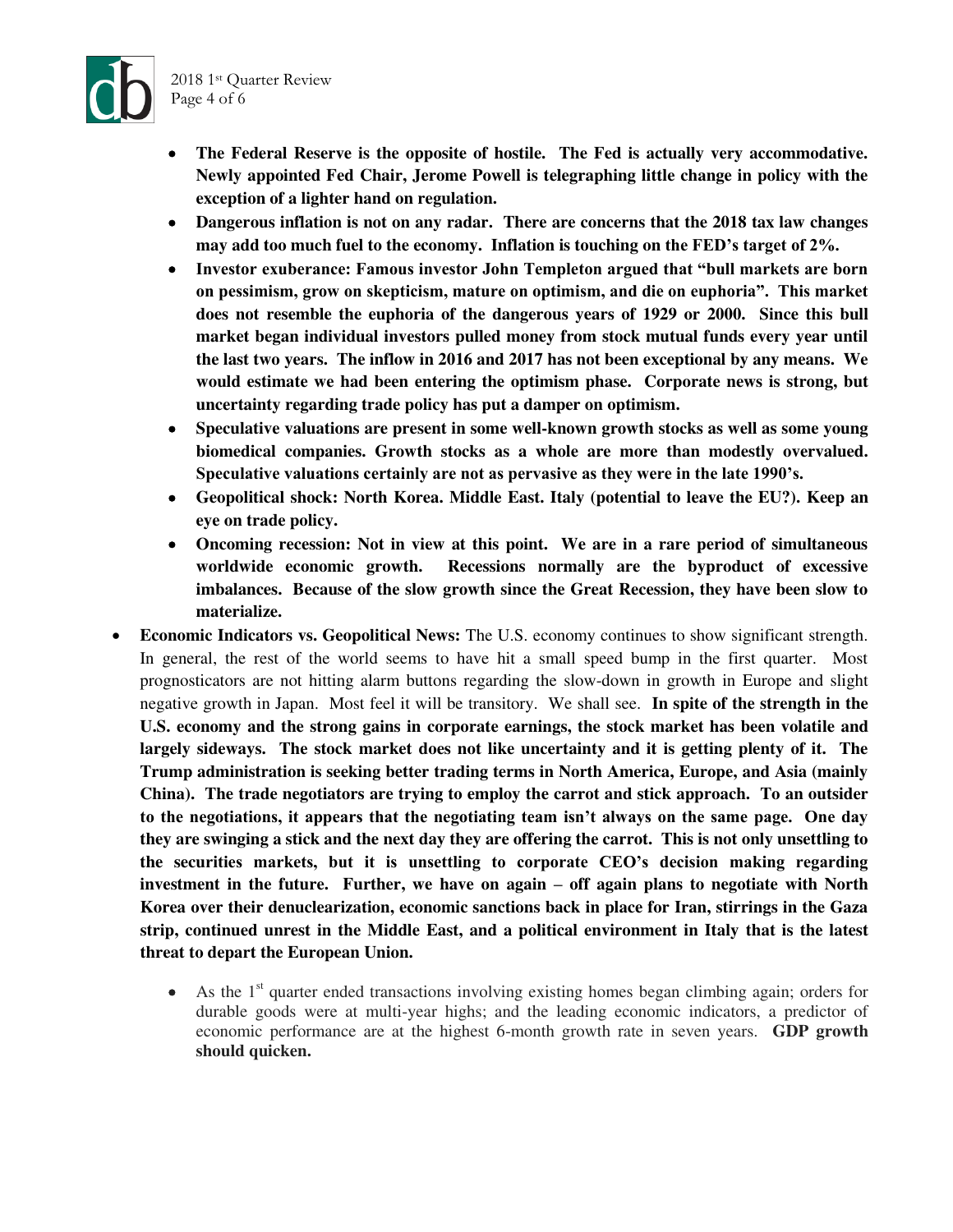- **The Federal Reserve is the opposite of hostile. The Fed is actually very accommodative. Newly appointed Fed Chair, Jerome Powell is telegraphing little change in policy with the exception of a lighter hand on regulation.**
- **Dangerous inflation is not on any radar. There are concerns that the 2018 tax law changes may add too much fuel to the economy. Inflation is touching on the FED's target of 2%.**
- **Investor exuberance: Famous investor John Templeton argued that "bull markets are born on pessimism, grow on skepticism, mature on optimism, and die on euphoria". This market does not resemble the euphoria of the dangerous years of 1929 or 2000. Since this bull market began individual investors pulled money from stock mutual funds every year until the last two years. The inflow in 2016 and 2017 has not been exceptional by any means. We would estimate we had been entering the optimism phase. Corporate news is strong, but uncertainty regarding trade policy has put a damper on optimism.**
- **Speculative valuations are present in some well-known growth stocks as well as some young biomedical companies. Growth stocks as a whole are more than modestly overvalued. Speculative valuations certainly are not as pervasive as they were in the late 1990's.**
- **Geopolitical shock: North Korea. Middle East. Italy (potential to leave the EU?). Keep an eye on trade policy.**
- **Oncoming recession: Not in view at this point. We are in a rare period of simultaneous worldwide economic growth. Recessions normally are the byproduct of excessive imbalances. Because of the slow growth since the Great Recession, they have been slow to materialize.**

- **Economic Indicators vs. Geopolitical News:** The U.S. economy continues to show significant strength. In general, the rest of the world seems to have hit a small speed bump in the first quarter. Most prognosticators are not hitting alarm buttons regarding the slow-down in growth in Europe and slight negative growth in Japan. Most feel it will be transitory. We shall see. **In spite of the strength in the U.S. economy and the strong gains in corporate earnings, the stock market has been volatile and largely sideways. The stock market does not like uncertainty and it is getting plenty of it. The Trump administration is seeking better trading terms in North America, Europe, and Asia (mainly China). The trade negotiators are trying to employ the carrot and stick approach. To an outsider to the negotiations, it appears that the negotiating team isn't always on the same page. One day they are swinging a stick and the next day they are offering the carrot. This is not only unsettling to the securities markets, but it is unsettling to corporate CEO's decision making regarding investment in the future. Further, we have on again – off again plans to negotiate with North Korea over their denuclearization, economic sanctions back in place for Iran, stirrings in the Gaza strip, continued unrest in the Middle East, and a political environment in Italy that is the latest threat to depart the European Union.**

  - As the 1st quarter ended transactions involving existing homes began climbing again; orders for durable goods were at multi-year highs; and the leading economic indicators, a predictor of economic performance are at the highest 6-month growth rate in seven years. **GDP growth should quicken.**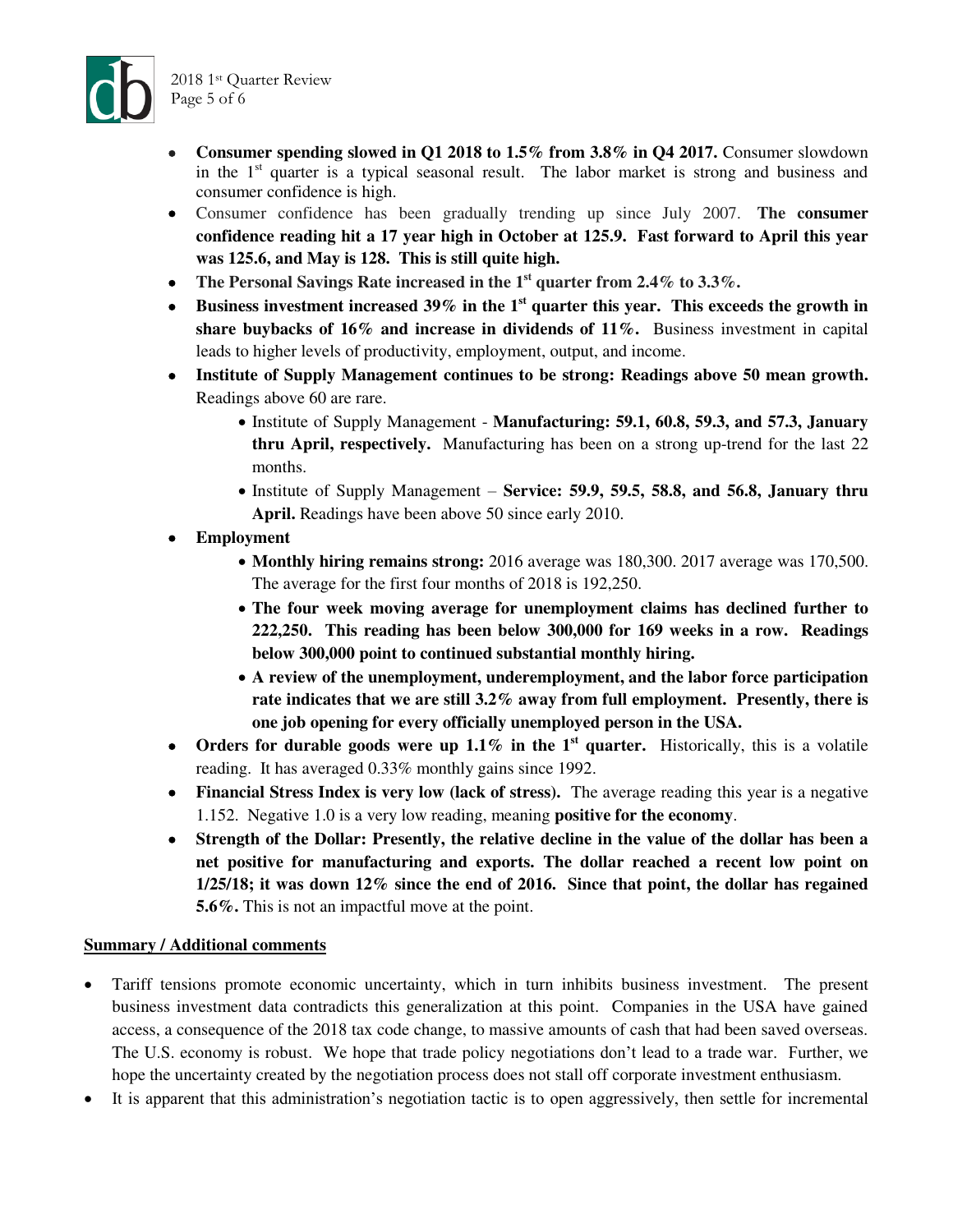- **Consumer spending slowed in Q1 2018 to 1.5% from 3.8% in Q4 2017.** Consumer slowdown in the 1st quarter is a typical seasonal result. The labor market is strong and business and consumer confidence is high.
- Consumer confidence has been gradually trending up since July 2007. **The consumer confidence reading hit a 17 year high in October at 125.9. Fast forward to April this year was 125.6, and May is 128. This is still quite high.**
- **The Personal Savings Rate increased in the 1st quarter from 2.4% to 3.3%.**
- **Business investment increased 39% in the 1st quarter this year. This exceeds the growth in share buybacks of 16% and increase in dividends of 11%.** Business investment in capital leads to higher levels of productivity, employment, output, and income.
- **Institute of Supply Management continues to be strong: Readings above 50 mean growth.** Readings above 60 are rare.
  - Institute of Supply Management - **Manufacturing: 59.1, 60.8, 59.3, and 57.3, January thru April, respectively.** Manufacturing has been on a strong up-trend for the last 22 months.
  - Institute of Supply Management – **Service: 59.9, 59.5, 58.8, and 56.8, January thru April.** Readings have been above 50 since early 2010.
- **Employment**
  - **Monthly hiring remains strong:** 2016 average was 180,300. 2017 average was 170,500. The average for the first four months of 2018 is 192,250.
  - **The four week moving average for unemployment claims has declined further to 222,250. This reading has been below 300,000 for 169 weeks in a row. Readings below 300,000 point to continued substantial monthly hiring.**
  - **A review of the unemployment, underemployment, and the labor force participation rate indicates that we are still 3.2% away from full employment. Presently, there is one job opening for every officially unemployed person in the USA.**
- **Orders for durable goods were up 1.1% in the 1st quarter.** Historically, this is a volatile reading. It has averaged 0.33% monthly gains since 1992.
- **Financial Stress Index is very low (lack of stress).** The average reading this year is a negative 1.152. Negative 1.0 is a very low reading, meaning **positive for the economy**.
- **Strength of the Dollar: Presently, the relative decline in the value of the dollar has been a net positive for manufacturing and exports. The dollar reached a recent low point on 1/25/18; it was down 12% since the end of 2016. Since that point, the dollar has regained 5.6%.** This is not an impactful move at the point.

**<u>Summary / Additional comments</u>**

- Tariff tensions promote economic uncertainty, which in turn inhibits business investment. The present business investment data contradicts this generalization at this point. Companies in the USA have gained access, a consequence of the 2018 tax code change, to massive amounts of cash that had been saved overseas. The U.S. economy is robust. We hope that trade policy negotiations don't lead to a trade war. Further, we hope the uncertainty created by the negotiation process does not stall off corporate investment enthusiasm.
- It is apparent that this administration's negotiation tactic is to open aggressively, then settle for incremental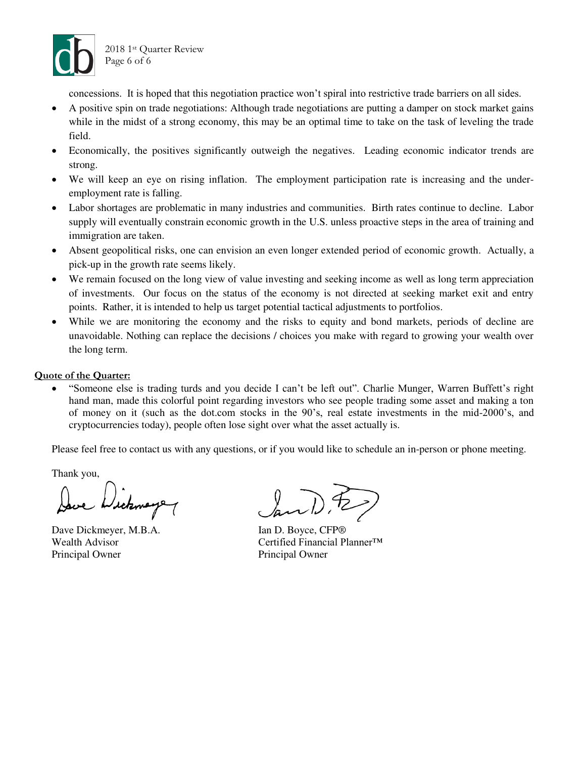concessions. It is hoped that this negotiation practice won't spiral into restrictive trade barriers on all sides.

- A positive spin on trade negotiations: Although trade negotiations are putting a damper on stock market gains while in the midst of a strong economy, this may be an optimal time to take on the task of leveling the trade field.
- Economically, the positives significantly outweigh the negatives. Leading economic indicator trends are strong.
- We will keep an eye on rising inflation. The employment participation rate is increasing and the under-employment rate is falling.
- Labor shortages are problematic in many industries and communities. Birth rates continue to decline. Labor supply will eventually constrain economic growth in the U.S. unless proactive steps in the area of training and immigration are taken.
- Absent geopolitical risks, one can envision an even longer extended period of economic growth. Actually, a pick-up in the growth rate seems likely.
- We remain focused on the long view of value investing and seeking income as well as long term appreciation of investments. Our focus on the status of the economy is not directed at seeking market exit and entry points. Rather, it is intended to help us target potential tactical adjustments to portfolios.
- While we are monitoring the economy and the risks to equity and bond markets, periods of decline are unavoidable. Nothing can replace the decisions / choices you make with regard to growing your wealth over the long term.

**Quote of the Quarter:**

- "Someone else is trading turds and you decide I can't be left out". Charlie Munger, Warren Buffett's right hand man, made this colorful point regarding investors who see people trading some asset and making a ton of money on it (such as the dot.com stocks in the 90's, real estate investments in the mid-2000's, and cryptocurrencies today), people often lose sight over what the asset actually is.

Please feel free to contact us with any questions, or if you would like to schedule an in-person or phone meeting.

Thank you,

Dave Dickmeyer, M.B.A.
Wealth Advisor
Principal Owner

Ian D. Boyce, CFP®
Certified Financial Planner™
Principal Owner